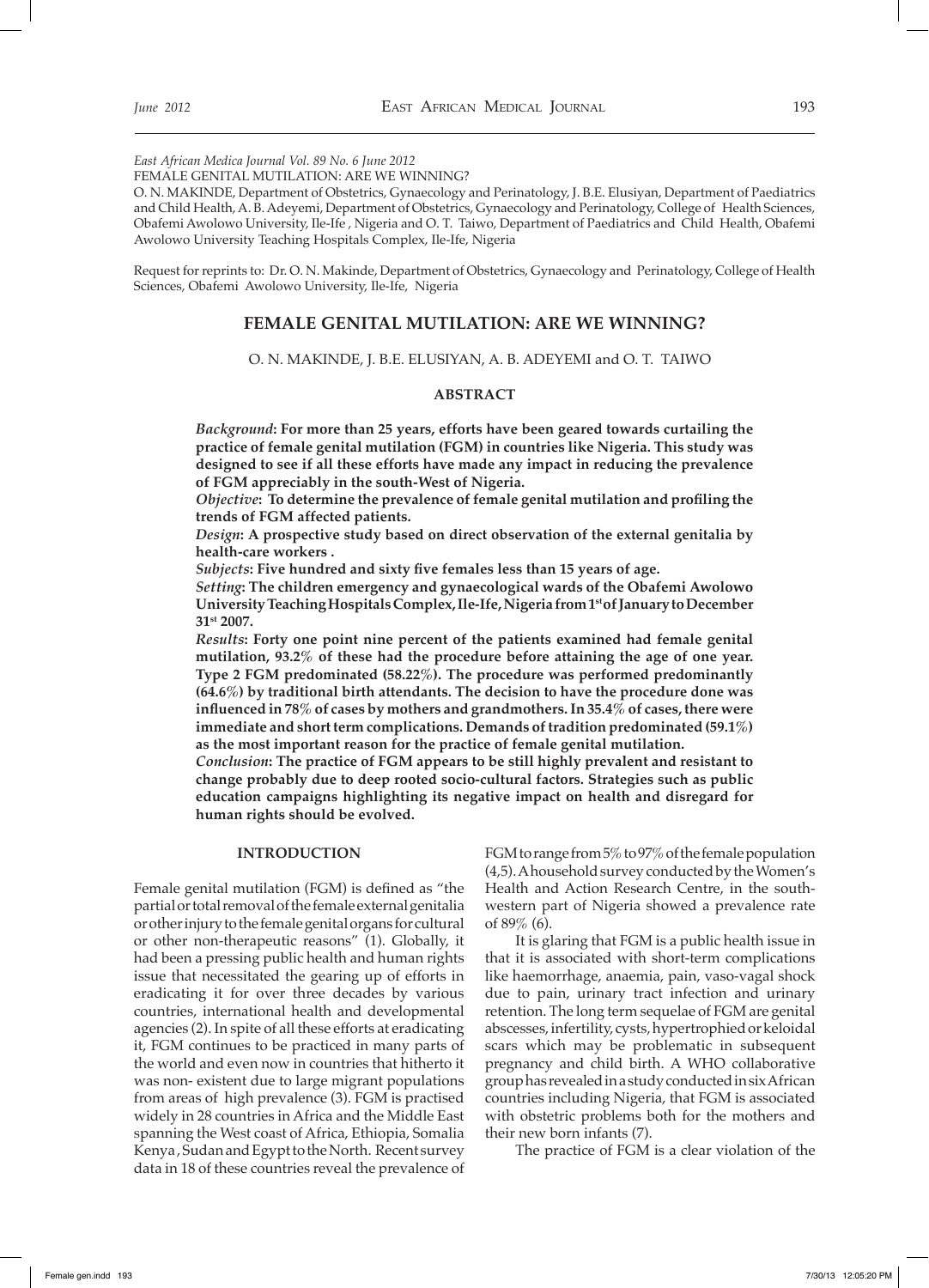East African Medica Journal Vol. 89 No. 6 June 2012

FEMALE GENITAL MUTILATION: ARE WE WINNING?

O. N. MAKINDE, Department of Obstetrics, Gynaecology and Perinatology, J. B.E. Elusiyan, Department of Paediatrics and Child Health, A. B. Adeyemi, Department of Obstetrics, Gynaecology and Perinatology, College of Health Sciences, Obafemi Awolowo University, Ile-Ife , Nigeria and O. T. Taiwo, Department of Paediatrics and Child Health, Obafemi Awolowo University Teaching Hospitals Complex, Ile-Ife, Nigeria

Request for reprints to: Dr. O. N. Makinde, Department of Obstetrics, Gynaecology and Perinatology, College of Health Sciences, Obafemi Awolowo University, Ile-Ife, Nigeria

# FEMALE GENITAL MUTILATION: ARE WE WINNING?

O. N. MAKINDE, J. B.E. ELUSIYAN, A. B. ADEYEMI and O. T. TAIWO

## ABSTRACT

***Background*: For more than 25 years, efforts have been geared towards curtailing the practice of female genital mutilation (FGM) in countries like Nigeria. This study was designed to see if all these efforts have made any impact in reducing the prevalence of FGM appreciably in the south-West of Nigeria.**

***Objective*: To determine the prevalence of female genital mutilation and profiling the trends of FGM affected patients.**

***Design*: A prospective study based on direct observation of the external genitalia by health-care workers .**

***Subjects*: Five hundred and sixty five females less than 15 years of age.**

***Setting*: The children emergency and gynaecological wards of the Obafemi Awolowo University Teaching Hospitals Complex, Ile-Ife, Nigeria from 1st of January to December 31st 2007.**

***Results*: Forty one point nine percent of the patients examined had female genital mutilation, 93.2% of these had the procedure before attaining the age of one year. Type 2 FGM predominated (58.22%). The procedure was performed predominantly (64.6%) by traditional birth attendants. The decision to have the procedure done was influenced in 78% of cases by mothers and grandmothers. In 35.4% of cases, there were immediate and short term complications. Demands of tradition predominated (59.1%) as the most important reason for the practice of female genital mutilation.**

***Conclusion*: The practice of FGM appears to be still highly prevalent and resistant to change probably due to deep rooted socio-cultural factors. Strategies such as public education campaigns highlighting its negative impact on health and disregard for human rights should be evolved.**

## INTRODUCTION

Female genital mutilation (FGM) is defined as "the partial or total removal of the female external genitalia or other injury to the female genital organs for cultural or other non-therapeutic reasons" (1). Globally, it had been a pressing public health and human rights issue that necessitated the gearing up of efforts in eradicating it for over three decades by various countries, international health and developmental agencies (2). In spite of all these efforts at eradicating it, FGM continues to be practiced in many parts of the world and even now in countries that hitherto it was non- existent due to large migrant populations from areas of high prevalence (3). FGM is practised widely in 28 countries in Africa and the Middle East spanning the West coast of Africa, Ethiopia, Somalia Kenya , Sudan and Egypt to the North. Recent survey data in 18 of these countries reveal the prevalence of FGM to range from 5% to 97% of the female population (4,5). A household survey conducted by the Women's Health and Action Research Centre, in the south-western part of Nigeria showed a prevalence rate of 89% (6).

It is glaring that FGM is a public health issue in that it is associated with short-term complications like haemorrhage, anaemia, pain, vaso-vagal shock due to pain, urinary tract infection and urinary retention. The long term sequelae of FGM are genital abscesses, infertility, cysts, hypertrophied or keloidal scars which may be problematic in subsequent pregnancy and child birth. A WHO collaborative group has revealed in a study conducted in six African countries including Nigeria, that FGM is associated with obstetric problems both for the mothers and their new born infants (7).

The practice of FGM is a clear violation of the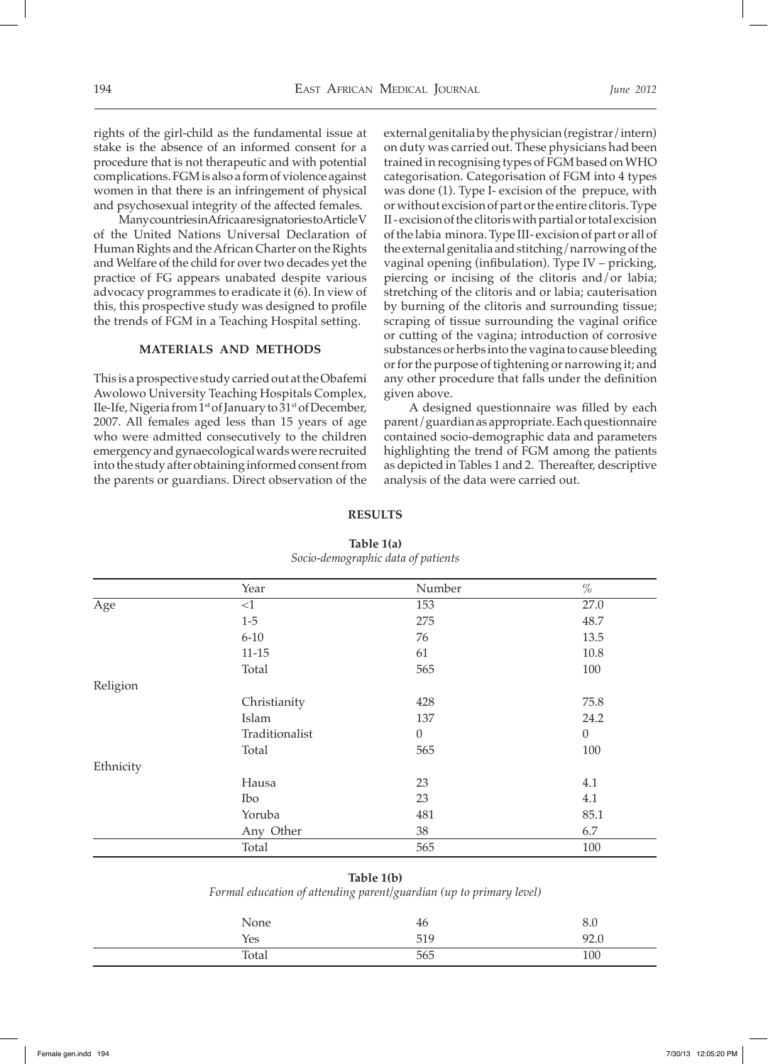rights of the girl-child as the fundamental issue at stake is the absence of an informed consent for a procedure that is not therapeutic and with potential complications. FGM is also a form of violence against women in that there is an infringement of physical and psychosexual integrity of the affected females.

Many countries in Africa are signatories to Article V of the United Nations Universal Declaration of Human Rights and the African Charter on the Rights and Welfare of the child for over two decades yet the practice of FG appears unabated despite various advocacy programmes to eradicate it (6). In view of this, this prospective study was designed to profile the trends of FGM in a Teaching Hospital setting.

## MATERIALS AND METHODS

This is a prospective study carried out at the Obafemi Awolowo University Teaching Hospitals Complex, Ile-Ife, Nigeria from 1st of January to 31st of December, 2007. All females aged less than 15 years of age who were admitted consecutively to the children emergency and gynaecological wards were recruited into the study after obtaining informed consent from the parents or guardians. Direct observation of the external genitalia by the physician (registrar/intern) on duty was carried out. These physicians had been trained in recognising types of FGM based on WHO categorisation. Categorisation of FGM into 4 types was done (1). Type I- excision of the prepuce, with or without excision of part or the entire clitoris. Type II - excision of the clitoris with partial or total excision of the labia minora. Type III- excision of part or all of the external genitalia and stitching/narrowing of the vaginal opening (infibulation). Type IV – pricking, piercing or incising of the clitoris and/or labia; stretching of the clitoris and or labia; cauterisation by burning of the clitoris and surrounding tissue; scraping of tissue surrounding the vaginal orifice or cutting of the vagina; introduction of corrosive substances or herbs into the vagina to cause bleeding or for the purpose of tightening or narrowing it; and any other procedure that falls under the definition given above.

A designed questionnaire was filled by each parent/guardian as appropriate. Each questionnaire contained socio-demographic data and parameters highlighting the trend of FGM among the patients as depicted in Tables 1 and 2. Thereafter, descriptive analysis of the data were carried out.

## RESULTS

**Table 1(a)**
*Socio-demographic data of patients*

| | Year | Number | % |
|---|---|---|---|
| Age | <1 | 153 | 27.0 |
| | 1-5 | 275 | 48.7 |
| | 6-10 | 76 | 13.5 |
| | 11-15 | 61 | 10.8 |
| | Total | 565 | 100 |
| Religion | | | |
| | Christianity | 428 | 75.8 |
| | Islam | 137 | 24.2 |
| | Traditionalist | 0 | 0 |
| | Total | 565 | 100 |
| Ethnicity | | | |
| | Hausa | 23 | 4.1 |
| | Ibo | 23 | 4.1 |
| | Yoruba | 481 | 85.1 |
| | Any Other | 38 | 6.7 |
| | Total | 565 | 100 |

**Table 1(b)**
*Formal education of attending parent/guardian (up to primary level)*

| | | |
|---|---|---|
| None | 46 | 8.0 |
| Yes | 519 | 92.0 |
| Total | 565 | 100 |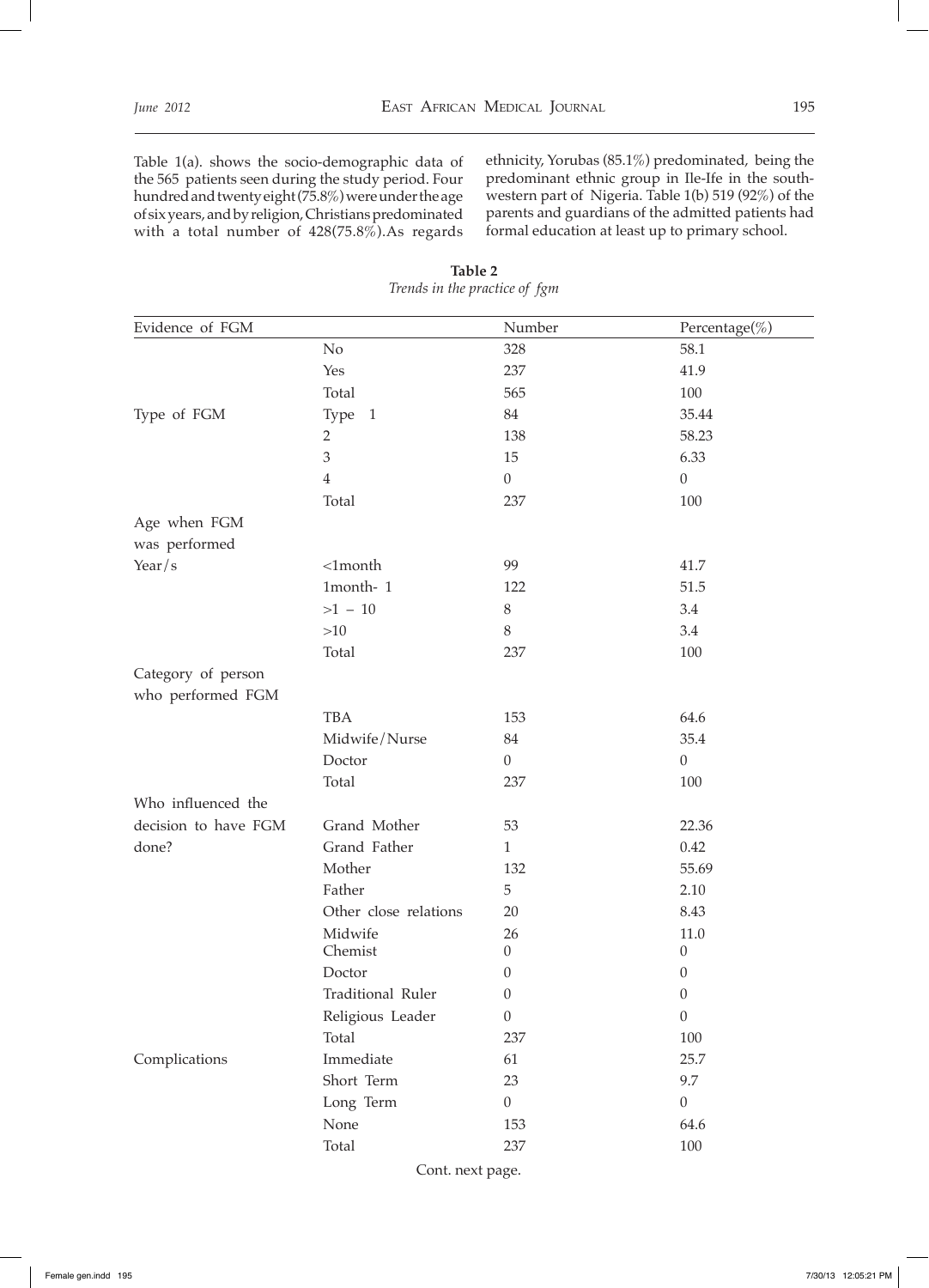Table 1(a). shows the socio-demographic data of the 565 patients seen during the study period. Four hundred and twenty eight (75.8%) were under the age of six years, and by religion, Christians predominated with a total number of 428(75.8%).As regards ethnicity, Yorubas (85.1%) predominated, being the predominant ethnic group in Ile-Ife in the south-western part of Nigeria. Table 1(b) 519 (92%) of the parents and guardians of the admitted patients had formal education at least up to primary school.

**Table 2**
*Trends in the practice of fgm*

| Evidence of FGM | | Number | Percentage(%) |
|---|---|---|---|
| | No | 328 | 58.1 |
| | Yes | 237 | 41.9 |
| | Total | 565 | 100 |
| Type of FGM | Type 1 | 84 | 35.44 |
| | 2 | 138 | 58.23 |
| | 3 | 15 | 6.33 |
| | 4 | 0 | 0 |
| | Total | 237 | 100 |
| Age when FGM was performed Year/s | <1month | 99 | 41.7 |
| | 1month- 1 | 122 | 51.5 |
| | >1 – 10 | 8 | 3.4 |
| | >10 | 8 | 3.4 |
| | Total | 237 | 100 |
| Category of person who performed FGM | | | |
| | TBA | 153 | 64.6 |
| | Midwife/Nurse | 84 | 35.4 |
| | Doctor | 0 | 0 |
| | Total | 237 | 100 |
| Who influenced the decision to have FGM done? | Grand Mother | 53 | 22.36 |
| | Grand Father | 1 | 0.42 |
| | Mother | 132 | 55.69 |
| | Father | 5 | 2.10 |
| | Other close relations | 20 | 8.43 |
| | Midwife | 26 | 11.0 |
| | Chemist | 0 | 0 |
| | Doctor | 0 | 0 |
| | Traditional Ruler | 0 | 0 |
| | Religious Leader | 0 | 0 |
| | Total | 237 | 100 |
| Complications | Immediate | 61 | 25.7 |
| | Short Term | 23 | 9.7 |
| | Long Term | 0 | 0 |
| | None | 153 | 64.6 |
| | Total | 237 | 100 |

Cont. next page.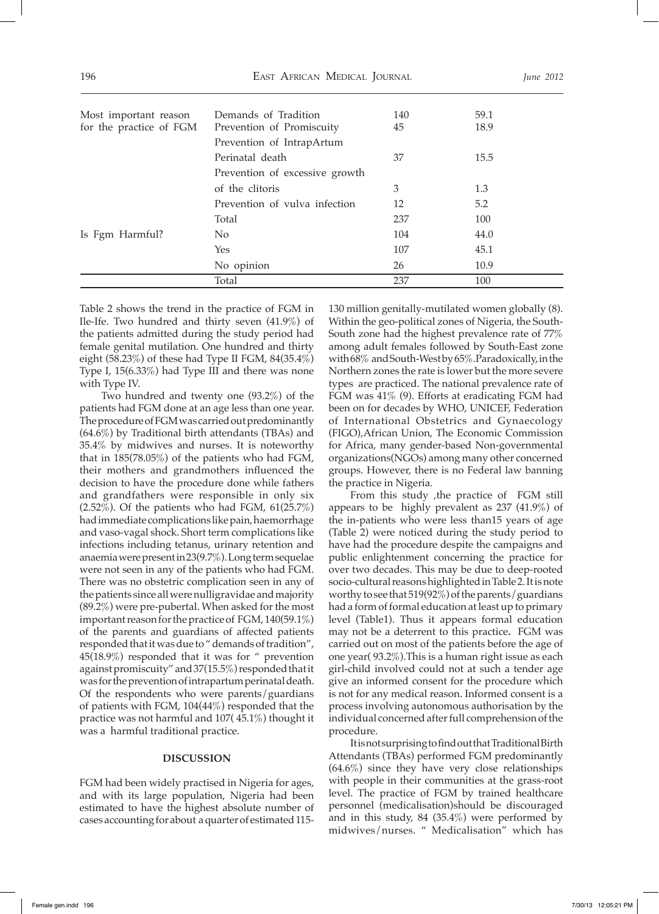| | | | |
|---|---|---|---|
| Most important reason for the practice of FGM | Demands of Tradition | 140 | 59.1 |
| | Prevention of Promiscuity | 45 | 18.9 |
| | Prevention of IntrapArtum Perinatal death | 37 | 15.5 |
| | Prevention of excessive growth of the clitoris | 3 | 1.3 |
| | Prevention of vulva infection | 12 | 5.2 |
| | Total | 237 | 100 |
| Is Fgm Harmful? | No | 104 | 44.0 |
| | Yes | 107 | 45.1 |
| | No opinion | 26 | 10.9 |
| | Total | 237 | 100 |

Table 2 shows the trend in the practice of FGM in Ile-Ife. Two hundred and thirty seven (41.9%) of the patients admitted during the study period had female genital mutilation. One hundred and thirty eight (58.23%) of these had Type II FGM, 84(35.4%) Type I, 15(6.33%) had Type III and there was none with Type IV.

Two hundred and twenty one (93.2%) of the patients had FGM done at an age less than one year. The procedure of FGM was carried out predominantly (64.6%) by Traditional birth attendants (TBAs) and 35.4% by midwives and nurses. It is noteworthy that in 185(78.05%) of the patients who had FGM, their mothers and grandmothers influenced the decision to have the procedure done while fathers and grandfathers were responsible in only six (2.52%). Of the patients who had FGM, 61(25.7%) had immediate complications like pain, haemorrhage and vaso-vagal shock. Short term complications like infections including tetanus, urinary retention and anaemia were present in 23(9.7%). Long term sequelae were not seen in any of the patients who had FGM. There was no obstetric complication seen in any of the patients since all were nulligravidae and majority (89.2%) were pre-pubertal. When asked for the most important reason for the practice of FGM, 140(59.1%) of the parents and guardians of affected patients responded that it was due to " demands of tradition", 45(18.9%) responded that it was for " prevention against promiscuity" and 37(15.5%) responded that it was for the prevention of intrapartum perinatal death. Of the respondents who were parents/guardians of patients with FGM, 104(44%) responded that the practice was not harmful and 107( 45.1%) thought it was a harmful traditional practice.

## DISCUSSION

FGM had been widely practised in Nigeria for ages, and with its large population, Nigeria had been estimated to have the highest absolute number of cases accounting for about a quarter of estimated 115-130 million genitally-mutilated women globally (8). Within the geo-political zones of Nigeria, the South-South zone had the highest prevalence rate of 77% among adult females followed by South-East zone with 68% and South-West by 65%. Paradoxically, in the Northern zones the rate is lower but the more severe types are practiced. The national prevalence rate of FGM was 41% (9). Efforts at eradicating FGM had been on for decades by WHO, UNICEF, Federation of International Obstetrics and Gynaecology (FIGO), African Union, The Economic Commission for Africa, many gender-based Non-governmental organizations(NGOs) among many other concerned groups. However, there is no Federal law banning the practice in Nigeria.

From this study ,the practice of FGM still appears to be highly prevalent as 237 (41.9%) of the in-patients who were less than15 years of age (Table 2) were noticed during the study period to have had the procedure despite the campaigns and public enlightenment concerning the practice for over two decades. This may be due to deep-rooted socio-cultural reasons highlighted in Table 2. It is note worthy to see that 519(92%) of the parents/guardians had a form of formal education at least up to primary level (Table1). Thus it appears formal education may not be a deterrent to this practice**.** FGM was carried out on most of the patients before the age of one year( 93.2%).This is a human right issue as each girl-child involved could not at such a tender age give an informed consent for the procedure which is not for any medical reason. Informed consent is a process involving autonomous authorisation by the individual concerned after full comprehension of the procedure.

It is not surprising to find out that Traditional Birth Attendants (TBAs) performed FGM predominantly (64.6%) since they have very close relationships with people in their communities at the grass-root level. The practice of FGM by trained healthcare personnel (medicalisation)should be discouraged and in this study, 84 (35.4%) were performed by midwives/nurses. " Medicalisation" which has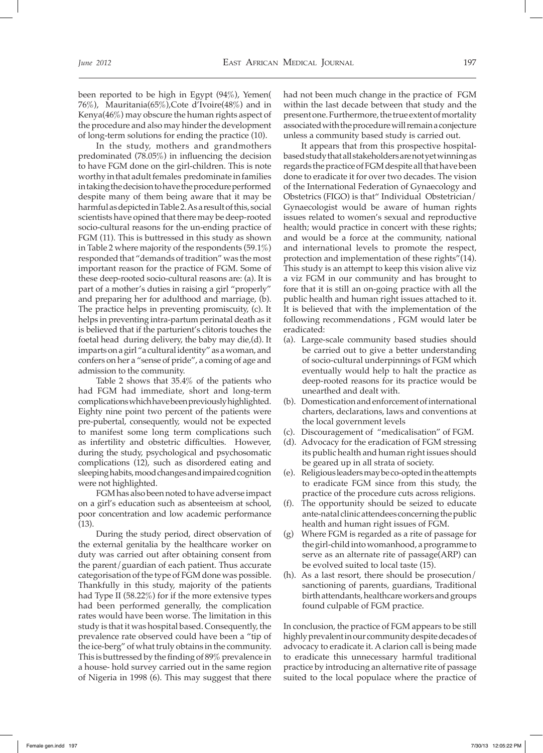been reported to be high in Egypt (94%), Yemen( 76%), Mauritania(65%),Cote d'Ivoire(48%) and in Kenya(46%) may obscure the human rights aspect of the procedure and also may hinder the development of long-term solutions for ending the practice (10).

In the study, mothers and grandmothers predominated (78.05%) in influencing the decision to have FGM done on the girl-children. This is note worthy in that adult females predominate in families in taking the decision to have the procedure performed despite many of them being aware that it may be harmful as depicted in Table 2. As a result of this, social scientists have opined that there may be deep-rooted socio-cultural reasons for the un-ending practice of FGM (11). This is buttressed in this study as shown in Table 2 where majority of the respondents (59.1%) responded that "demands of tradition" was the most important reason for the practice of FGM. Some of these deep-rooted socio-cultural reasons are: (a). It is part of a mother's duties in raising a girl "properly" and preparing her for adulthood and marriage, (b). The practice helps in preventing promiscuity, (c). It helps in preventing intra-partum perinatal death as it is believed that if the parturient's clitoris touches the foetal head during delivery, the baby may die,(d). It imparts on a girl "a cultural identity" as a woman, and confers on her a "sense of pride", a coming of age and admission to the community.

Table 2 shows that 35.4% of the patients who had FGM had immediate, short and long-term complications which have been previously highlighted. Eighty nine point two percent of the patients were pre-pubertal, consequently, would not be expected to manifest some long term complications such as infertility and obstetric difficulties. However, during the study, psychological and psychosomatic complications (12), such as disordered eating and sleeping habits, mood changes and impaired cognition were not highlighted.

FGM has also been noted to have adverse impact on a girl's education such as absenteeism at school, poor concentration and low academic performance (13).

During the study period, direct observation of the external genitalia by the healthcare worker on duty was carried out after obtaining consent from the parent/guardian of each patient. Thus accurate categorisation of the type of FGM done was possible. Thankfully in this study, majority of the patients had Type II (58.22%) for if the more extensive types had been performed generally, the complication rates would have been worse. The limitation in this study is that it was hospital based. Consequently, the prevalence rate observed could have been a "tip of the ice-berg" of what truly obtains in the community. This is buttressed by the finding of 89% prevalence in a house- hold survey carried out in the same region of Nigeria in 1998 (6). This may suggest that there had not been much change in the practice of FGM within the last decade between that study and the present one. Furthermore, the true extent of mortality associated with the procedure will remain a conjecture unless a community based study is carried out.

It appears that from this prospective hospital-based study that all stakeholders are not yet winning as regards the practice of FGM despite all that have been done to eradicate it for over two decades. The vision of the International Federation of Gynaecology and Obstetrics (FIGO) is that" Individual Obstetrician/ Gynaecologist would be aware of human rights issues related to women's sexual and reproductive health; would practice in concert with these rights; and would be a force at the community, national and international levels to promote the respect, protection and implementation of these rights"(14). This study is an attempt to keep this vision alive viz a viz FGM in our community and has brought to fore that it is still an on-going practice with all the public health and human right issues attached to it. It is believed that with the implementation of the following recommendations , FGM would later be eradicated:

(a). Large-scale community based studies should be carried out to give a better understanding of socio-cultural underpinnings of FGM which eventually would help to halt the practice as deep-rooted reasons for its practice would be unearthed and dealt with.

(b). Domestication and enforcement of international charters, declarations, laws and conventions at the local government levels

(c). Discouragement of "medicalisation" of FGM.

(d). Advocacy for the eradication of FGM stressing its public health and human right issues should be geared up in all strata of society.

(e). Religious leaders may be co-opted in the attempts to eradicate FGM since from this study, the practice of the procedure cuts across religions.

(f). The opportunity should be seized to educate ante-natal clinic attendees concerning the public health and human right issues of FGM.

(g) Where FGM is regarded as a rite of passage for the girl-child into womanhood, a programme to serve as an alternate rite of passage(ARP) can be evolved suited to local taste (15).

(h). As a last resort, there should be prosecution/ sanctioning of parents, guardians, Traditional birth attendants, healthcare workers and groups found culpable of FGM practice.

In conclusion, the practice of FGM appears to be still highly prevalent in our community despite decades of advocacy to eradicate it. A clarion call is being made to eradicate this unnecessary harmful traditional practice by introducing an alternative rite of passage suited to the local populace where the practice of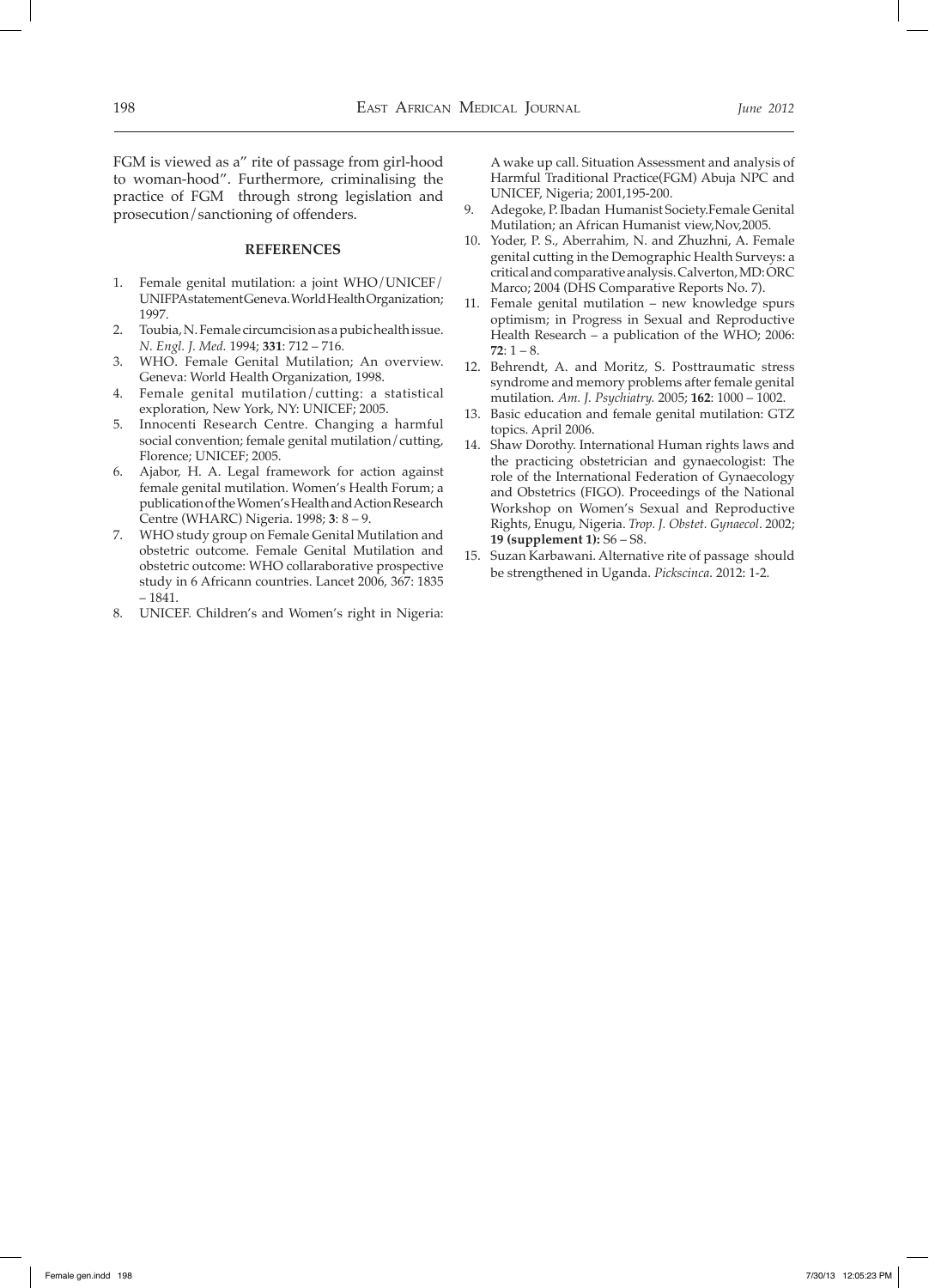FGM is viewed as a" rite of passage from girl-hood to woman-hood". Furthermore, criminalising the practice of FGM through strong legislation and prosecution/sanctioning of offenders.

## REFERENCES

1. Female genital mutilation: a joint WHO/UNICEF/ UNIFPAstatementGeneva.WorldHealthOrganization; 1997.
2. Toubia, N. Female circumcision as a pubic health issue. *N. Engl. J. Med.* 1994; **331**: 712 – 716.
3. WHO. Female Genital Mutilation; An overview. Geneva: World Health Organization, 1998.
4. Female genital mutilation/cutting: a statistical exploration, New York, NY: UNICEF; 2005.
5. Innocenti Research Centre. Changing a harmful social convention; female genital mutilation/cutting, Florence; UNICEF; 2005.
6. Ajabor, H. A. Legal framework for action against female genital mutilation. Women's Health Forum; a publication of the Women's Health and Action Research Centre (WHARC) Nigeria. 1998; **3**: 8 – 9.
7. WHO study group on Female Genital Mutilation and obstetric outcome. Female Genital Mutilation and obstetric outcome: WHO collaraborative prospective study in 6 Africann countries. Lancet 2006, 367: 1835 – 1841.
8. UNICEF. Children's and Women's right in Nigeria: A wake up call. Situation Assessment and analysis of Harmful Traditional Practice(FGM) Abuja NPC and UNICEF, Nigeria; 2001,195-200.
9. Adegoke, P. Ibadan Humanist Society.Female Genital Mutilation; an African Humanist view,Nov,2005.
10. Yoder, P. S., Aberrahim, N. and Zhuzhni, A. Female genital cutting in the Demographic Health Surveys: a critical and comparative analysis. Calverton, MD: ORC Marco; 2004 (DHS Comparative Reports No. 7).
11. Female genital mutilation – new knowledge spurs optimism; in Progress in Sexual and Reproductive Health Research – a publication of the WHO; 2006: **72**: 1 – 8.
12. Behrendt, A. and Moritz, S. Posttraumatic stress syndrome and memory problems after female genital mutilation. *Am. J. Psychiatry.* 2005; **162**: 1000 – 1002.
13. Basic education and female genital mutilation: GTZ topics. April 2006.
14. Shaw Dorothy. International Human rights laws and the practicing obstetrician and gynaecologist: The role of the International Federation of Gynaecology and Obstetrics (FIGO). Proceedings of the National Workshop on Women's Sexual and Reproductive Rights, Enugu, Nigeria. *Trop. J. Obstet. Gynaecol*. 2002; **19 (supplement 1):** S6 – S8.
15. Suzan Karbawani. Alternative rite of passage should be strengthened in Uganda. *Pickscinca*. 2012: 1-2.